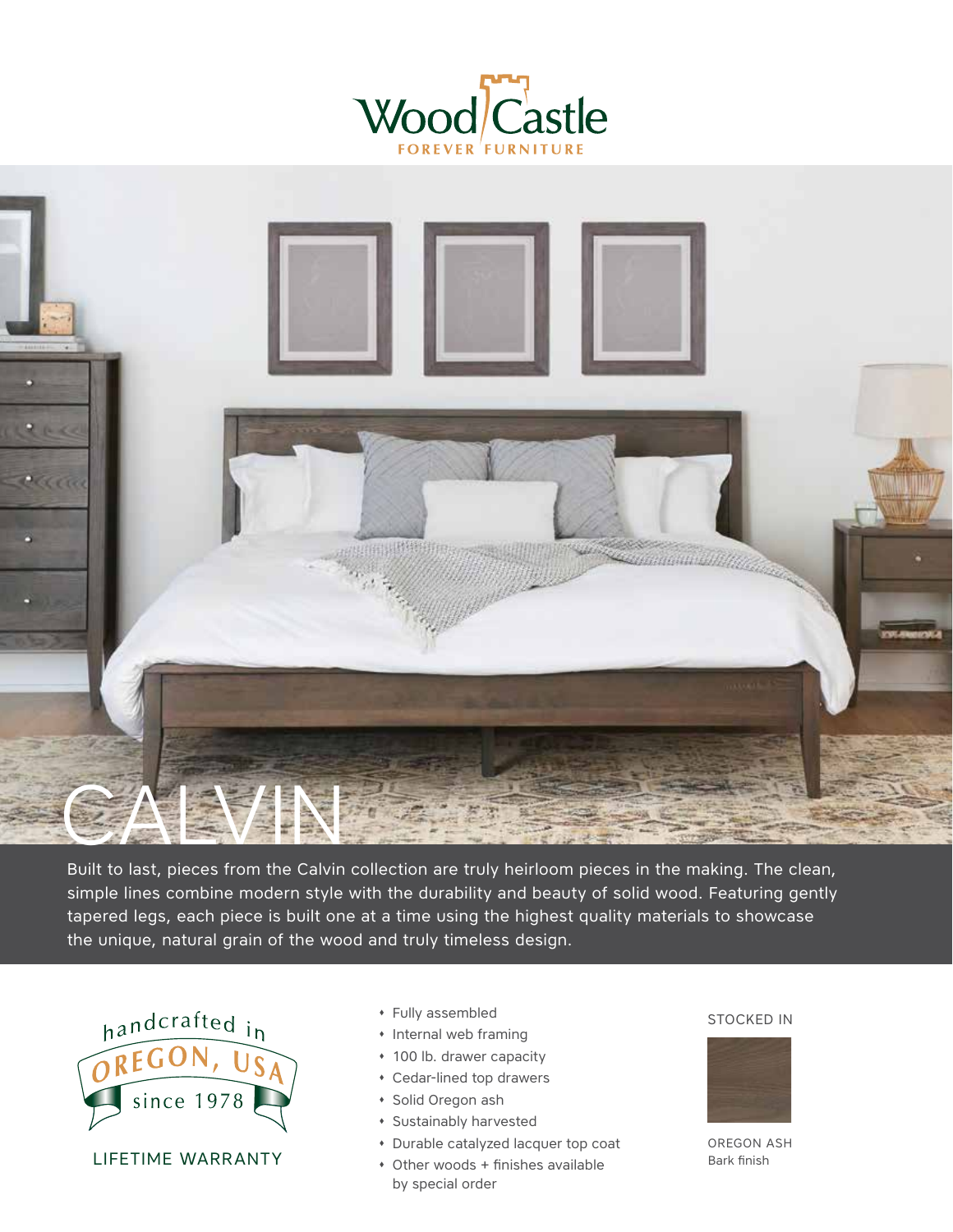Wood Castle

FOREVER FURNITURE

# CALVIN

Built to last, pieces from the Calvin collection are truly heirloom pieces in the making. The clean, simple lines combine modern style with the durability and beauty of solid wood. Featuring gently tapered legs, each piece is built one at a time using the highest quality materials to showcase the unique, natural grain of the wood and truly timeless design.

handcrafted in OREGON, USA since 1978

LIFETIME WARRANTY

- Fully assembled
- Internal web framing
- 100 lb. drawer capacity
- Cedar-lined top drawers
- Solid Oregon ash
- Sustainably harvested
- Durable catalyzed lacquer top coat
- Other woods + finishes available by special order

STOCKED IN

OREGON ASH
Bark finish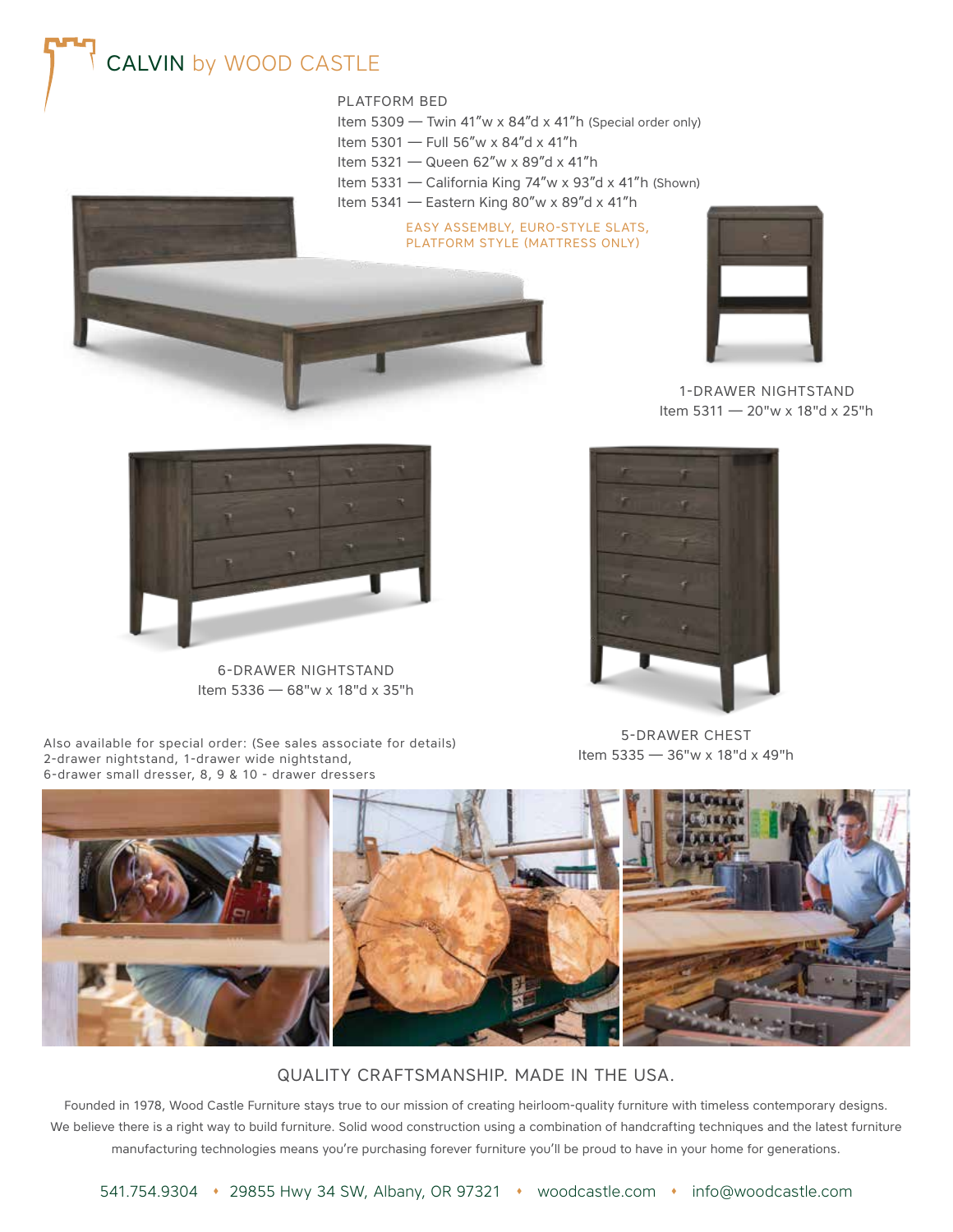# CALVIN by WOOD CASTLE

## PLATFORM BED

Item 5309 — Twin 41″w x 84″d x 41″h (Special order only)
Item 5301 — Full 56″w x 84″d x 41″h
Item 5321 — Queen 62″w x 89″d x 41″h
Item 5331 — California King 74″w x 93″d x 41″h (Shown)
Item 5341 — Eastern King 80″w x 89″d x 41″h

EASY ASSEMBLY, EURO-STYLE SLATS, PLATFORM STYLE (MATTRESS ONLY)

## 1-DRAWER NIGHTSTAND

Item 5311 — 20"w x 18"d x 25"h

## 6-DRAWER NIGHTSTAND

Item 5336 — 68"w x 18"d x 35"h

## 5-DRAWER CHEST

Item 5335 — 36"w x 18"d x 49"h

Also available for special order: (See sales associate for details)
2-drawer nightstand, 1-drawer wide nightstand,
6-drawer small dresser, 8, 9 & 10 - drawer dressers

## QUALITY CRAFTSMANSHIP. MADE IN THE USA.

Founded in 1978, Wood Castle Furniture stays true to our mission of creating heirloom-quality furniture with timeless contemporary designs. We believe there is a right way to build furniture. Solid wood construction using a combination of handcrafting techniques and the latest furniture manufacturing technologies means you're purchasing forever furniture you'll be proud to have in your home for generations.

541.754.9304 • 29855 Hwy 34 SW, Albany, OR 97321 • woodcastle.com • info@woodcastle.com